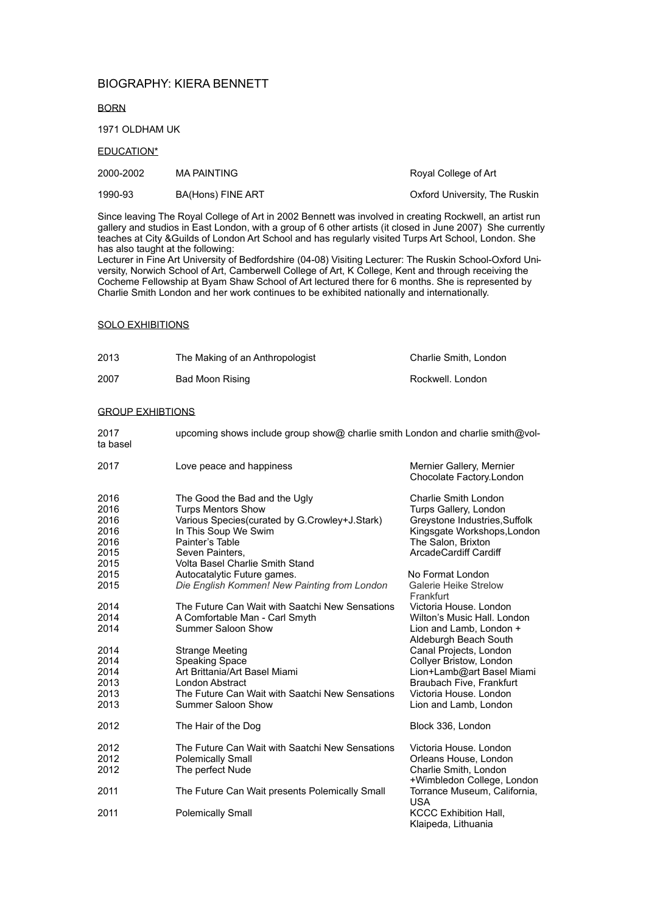# BIOGRAPHY: KIERA BENNETT

## BORN

1971 OLDHAM UK

## EDUCATION*

| | | |
|---|---|---|
| 2000-2002 | MA PAINTING | Royal College of Art |
| 1990-93 | BA(Hons) FINE ART | Oxford University, The Ruskin |

Since leaving The Royal College of Art in 2002 Bennett was involved in creating Rockwell, an artist run gallery and studios in East London, with a group of 6 other artists (it closed in June 2007) She currently teaches at City &Guilds of London Art School and has regularly visited Turps Art School, London. She has also taught at the following:
Lecturer in Fine Art University of Bedfordshire (04-08) Visiting Lecturer: The Ruskin School-Oxford University, Norwich School of Art, Camberwell College of Art, K College, Kent and through receiving the Cocheme Fellowship at Byam Shaw School of Art lectured there for 6 months. She is represented by Charlie Smith London and her work continues to be exhibited nationally and internationally.

## SOLO EXHIBITIONS

| | | |
|---|---|---|
| 2013 | The Making of an Anthropologist | Charlie Smith, London |
| 2007 | Bad Moon Rising | Rockwell. London |

## GROUP EXHIBTIONS

| | | |
|---|---|---|
| 2017 ta basel | upcoming shows include group show@ charlie smith London and charlie smith@volta basel | |
| 2017 | Love peace and happiness | Mernier Gallery, Mernier Chocolate Factory.London |
| 2016 | The Good the Bad and the Ugly | Charlie Smith London |
| 2016 | Turps Mentors Show | Turps Gallery, London |
| 2016 | Various Species(curated by G.Crowley+J.Stark) | Greystone Industries,Suffolk |
| 2016 | In This Soup We Swim | Kingsgate Workshops,London |
| 2016 | Painter's Table | The Salon, Brixton |
| 2015 | Seven Painters, | ArcadeCardiff Cardiff |
| 2015 | Volta Basel Charlie Smith Stand | |
| 2015 | Autocatalytic Future games. | No Format London |
| 2015 | *Die English Kommen! New Painting from London* | Galerie Heike Strelow Frankfurt |
| 2014 | The Future Can Wait with Saatchi New Sensations | Victoria House. London |
| 2014 | A Comfortable Man - Carl Smyth | Wilton's Music Hall. London |
| 2014 | Summer Saloon Show | Lion and Lamb, London + Aldeburgh Beach South |
| 2014 | Strange Meeting | Canal Projects, London |
| 2014 | Speaking Space | Collyer Bristow, London |
| 2014 | Art Brittania/Art Basel Miami | Lion+Lamb@art Basel Miami |
| 2013 | London Abstract | Braubach Five, Frankfurt |
| 2013 | The Future Can Wait with Saatchi New Sensations | Victoria House. London |
| 2013 | Summer Saloon Show | Lion and Lamb, London |
| 2012 | The Hair of the Dog | Block 336, London |
| 2012 | The Future Can Wait with Saatchi New Sensations | Victoria House. London |
| 2012 | Polemically Small | Orleans House, London |
| 2012 | The perfect Nude | Charlie Smith, London +Wimbledon College, London |
| 2011 | The Future Can Wait presents Polemically Small | Torrance Museum, California, USA |
| 2011 | Polemically Small | KCCC Exhibition Hall, Klaipeda, Lithuania |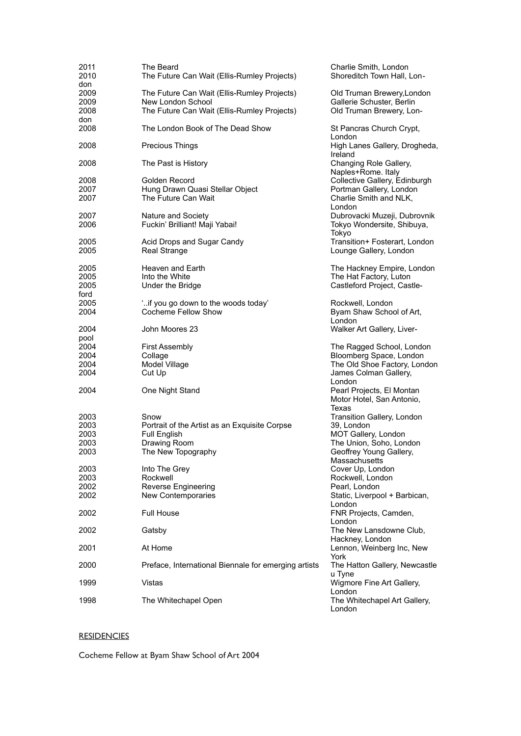| | | |
|---|---|---|
| 2011 | The Beard | Charlie Smith, London |
| 2010 | The Future Can Wait (Ellis-Rumley Projects) | Shoreditch Town Hall, London |
| 2009 | The Future Can Wait (Ellis-Rumley Projects) | Old Truman Brewery,London |
| 2009 | New London School | Gallerie Schuster, Berlin |
| 2008 | The Future Can Wait (Ellis-Rumley Projects) | Old Truman Brewery, London |
| 2008 | The London Book of The Dead Show | St Pancras Church Crypt, London |
| 2008 | Precious Things | High Lanes Gallery, Drogheda, Ireland |
| 2008 | The Past is History | Changing Role Gallery, Naples+Rome. Italy |
| 2008 | Golden Record | Collective Gallery, Edinburgh |
| 2007 | Hung Drawn Quasi Stellar Object | Portman Gallery, London |
| 2007 | The Future Can Wait | Charlie Smith and NLK, London |
| 2007 | Nature and Society | Dubrovacki Muzeji, Dubrovnik |
| 2006 | Fuckin' Brilliant! Maji Yabai! | Tokyo Wondersite, Shibuya, Tokyo |
| 2005 | Acid Drops and Sugar Candy | Transition+ Fosterart, London |
| 2005 | Real Strange | Lounge Gallery, London |
| 2005 | Heaven and Earth | The Hackney Empire, London |
| 2005 | Into the White | The Hat Factory, Luton |
| 2005 | Under the Bridge | Castleford Project, Castleford |
| 2005 | '..if you go down to the woods today' | Rockwell, London |
| 2004 | Cocheme Fellow Show | Byam Shaw School of Art, London |
| 2004 | John Moores 23 | Walker Art Gallery, Liverpool |
| 2004 | First Assembly | The Ragged School, London |
| 2004 | Collage | Bloomberg Space, London |
| 2004 | Model Village | The Old Shoe Factory, London |
| 2004 | Cut Up | James Colman Gallery, London |
| 2004 | One Night Stand | Pearl Projects, El Montan Motor Hotel, San Antonio, Texas |
| 2003 | Snow | Transition Gallery, London |
| 2003 | Portrait of the Artist as an Exquisite Corpse | 39, London |
| 2003 | Full English | MOT Gallery, London |
| 2003 | Drawing Room | The Union, Soho, London |
| 2003 | The New Topography | Geoffrey Young Gallery, Massachusetts |
| 2003 | Into The Grey | Cover Up, London |
| 2003 | Rockwell | Rockwell, London |
| 2002 | Reverse Engineering | Pearl, London |
| 2002 | New Contemporaries | Static, Liverpool + Barbican, London |
| 2002 | Full House | FNR Projects, Camden, London |
| 2002 | Gatsby | The New Lansdowne Club, Hackney, London |
| 2001 | At Home | Lennon, Weinberg Inc, New York |
| 2000 | Preface, International Biennale for emerging artists | The Hatton Gallery, Newcastle u Tyne |
| 1999 | Vistas | Wigmore Fine Art Gallery, London |
| 1998 | The Whitechapel Open | The Whitechapel Art Gallery, London |

## RESIDENCIES

Cocheme Fellow at Byam Shaw School of Art 2004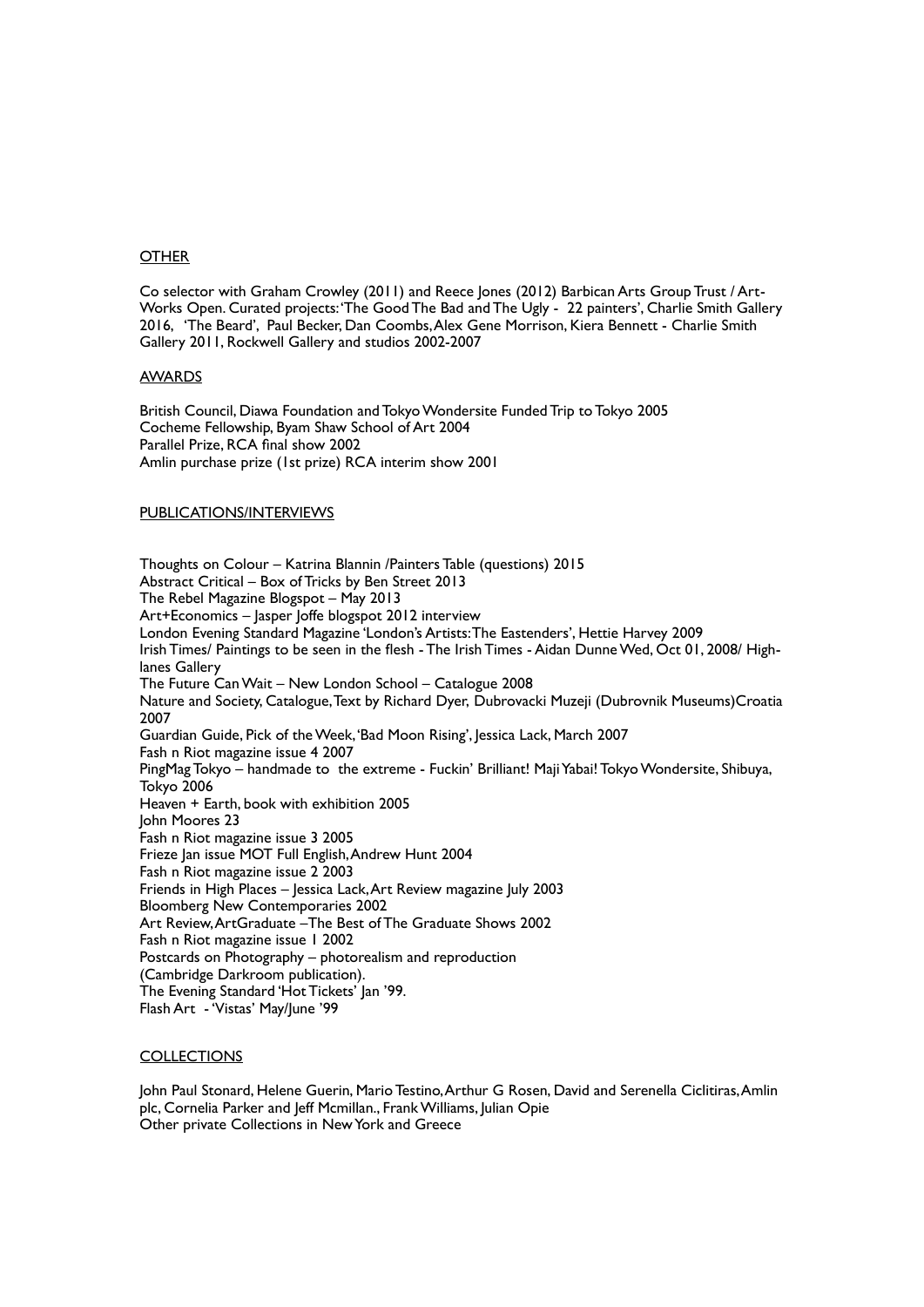## OTHER

Co selector with Graham Crowley (2011) and Reece Jones (2012) Barbican Arts Group Trust / Art-Works Open. Curated projects: 'The Good The Bad and The Ugly - 22 painters', Charlie Smith Gallery 2016, 'The Beard', Paul Becker, Dan Coombs, Alex Gene Morrison, Kiera Bennett - Charlie Smith Gallery 2011, Rockwell Gallery and studios 2002-2007

## AWARDS

British Council, Diawa Foundation and Tokyo Wondersite Funded Trip to Tokyo 2005
Cocheme Fellowship, Byam Shaw School of Art 2004
Parallel Prize, RCA final show 2002
Amlin purchase prize (1st prize) RCA interim show 2001

## PUBLICATIONS/INTERVIEWS

Thoughts on Colour – Katrina Blannin /Painters Table (questions) 2015
Abstract Critical – Box of Tricks by Ben Street 2013
The Rebel Magazine Blogspot – May 2013
Art+Economics – Jasper Joffe blogspot 2012 interview
London Evening Standard Magazine 'London's Artists: The Eastenders', Hettie Harvey 2009
Irish Times/ Paintings to be seen in the flesh - The Irish Times - Aidan Dunne Wed, Oct 01, 2008/ High-lanes Gallery
The Future Can Wait – New London School – Catalogue 2008
Nature and Society, Catalogue, Text by Richard Dyer, Dubrovacki Muzeji (Dubrovnik Museums)Croatia 2007
Guardian Guide, Pick of the Week, 'Bad Moon Rising', Jessica Lack, March 2007
Fash n Riot magazine issue 4 2007
PingMag Tokyo – handmade to the extreme - Fuckin' Brilliant! Maji Yabai! Tokyo Wondersite, Shibuya, Tokyo 2006
Heaven + Earth, book with exhibition 2005
John Moores 23
Fash n Riot magazine issue 3 2005
Frieze Jan issue MOT Full English, Andrew Hunt 2004
Fash n Riot magazine issue 2 2003
Friends in High Places – Jessica Lack, Art Review magazine July 2003
Bloomberg New Contemporaries 2002
Art Review, ArtGraduate –The Best of The Graduate Shows 2002
Fash n Riot magazine issue 1 2002
Postcards on Photography – photorealism and reproduction
(Cambridge Darkroom publication).
The Evening Standard 'Hot Tickets' Jan '99.
Flash Art - 'Vistas' May/June '99

## COLLECTIONS

John Paul Stonard, Helene Guerin, Mario Testino, Arthur G Rosen, David and Serenella Ciclitiras, Amlin plc, Cornelia Parker and Jeff Mcmillan., Frank Williams, Julian Opie
Other private Collections in New York and Greece